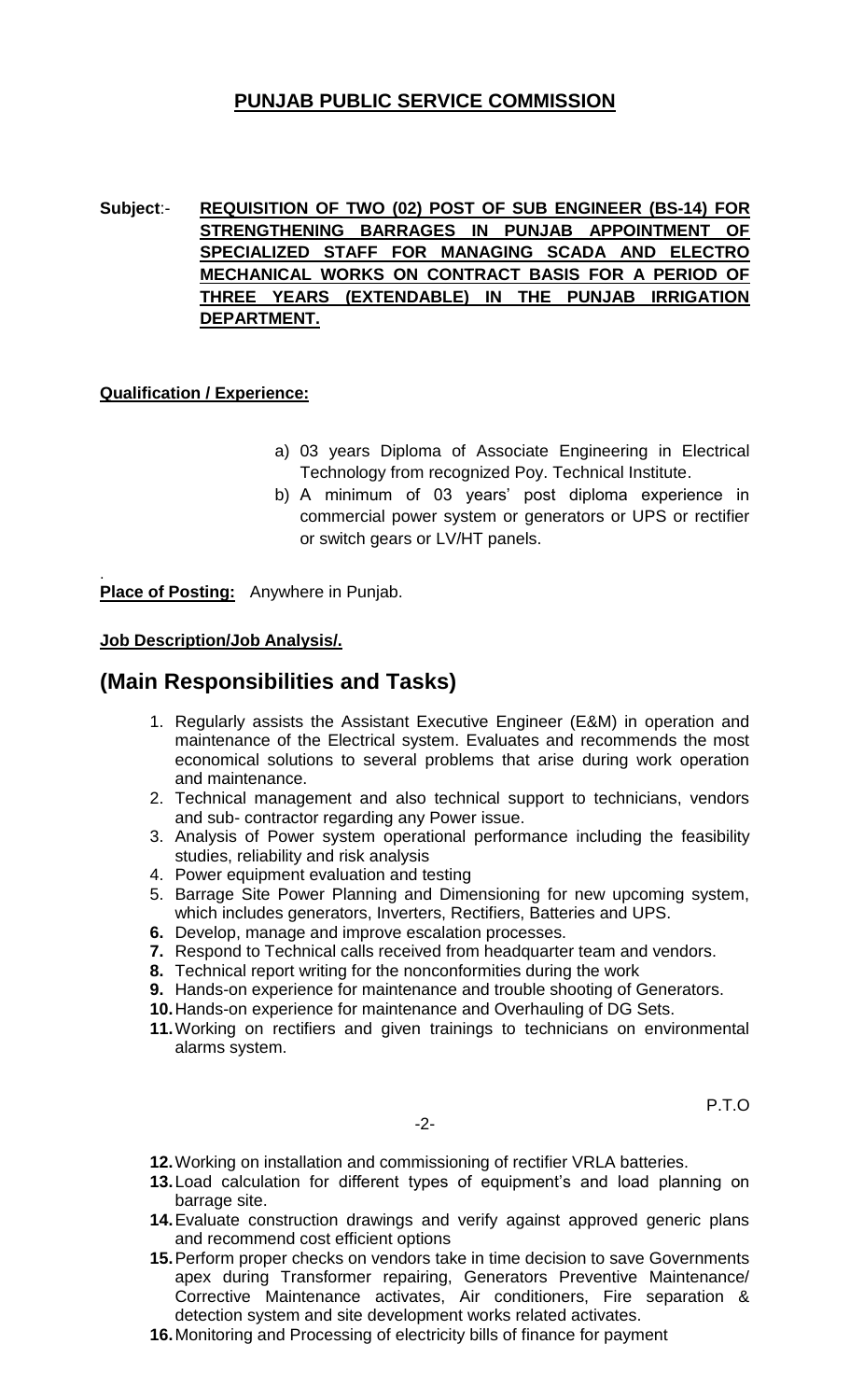# PUNJAB PUBLIC SERVICE COMMISSION

**Subject**:- **REQUISITION OF TWO (02) POST OF SUB ENGINEER (BS-14) FOR STRENGTHENING BARRAGES IN PUNJAB APPOINTMENT OF SPECIALIZED STAFF FOR MANAGING SCADA AND ELECTRO MECHANICAL WORKS ON CONTRACT BASIS FOR A PERIOD OF THREE YEARS (EXTENDABLE) IN THE PUNJAB IRRIGATION DEPARTMENT.**

**Qualification / Experience:**

a) 03 years Diploma of Associate Engineering in Electrical Technology from recognized Poy. Technical Institute.

b) A minimum of 03 years' post diploma experience in commercial power system or generators or UPS or rectifier or switch gears or LV/HT panels.

.
**Place of Posting:** Anywhere in Punjab.

**Job Description/Job Analysis/.**

## (Main Responsibilities and Tasks)

1. Regularly assists the Assistant Executive Engineer (E&M) in operation and maintenance of the Electrical system. Evaluates and recommends the most economical solutions to several problems that arise during work operation and maintenance.
2. Technical management and also technical support to technicians, vendors and sub- contractor regarding any Power issue.
3. Analysis of Power system operational performance including the feasibility studies, reliability and risk analysis
4. Power equipment evaluation and testing
5. Barrage Site Power Planning and Dimensioning for new upcoming system, which includes generators, Inverters, Rectifiers, Batteries and UPS.
6. Develop, manage and improve escalation processes.
7. Respond to Technical calls received from headquarter team and vendors.
8. Technical report writing for the nonconformities during the work
9. Hands-on experience for maintenance and trouble shooting of Generators.
10. Hands-on experience for maintenance and Overhauling of DG Sets.
11. Working on rectifiers and given trainings to technicians on environmental alarms system.

P.T.O

12. Working on installation and commissioning of rectifier VRLA batteries.
13. Load calculation for different types of equipment's and load planning on barrage site.
14. Evaluate construction drawings and verify against approved generic plans and recommend cost efficient options
15. Perform proper checks on vendors take in time decision to save Governments apex during Transformer repairing, Generators Preventive Maintenance/ Corrective Maintenance activates, Air conditioners, Fire separation & detection system and site development works related activates.
16. Monitoring and Processing of electricity bills of finance for payment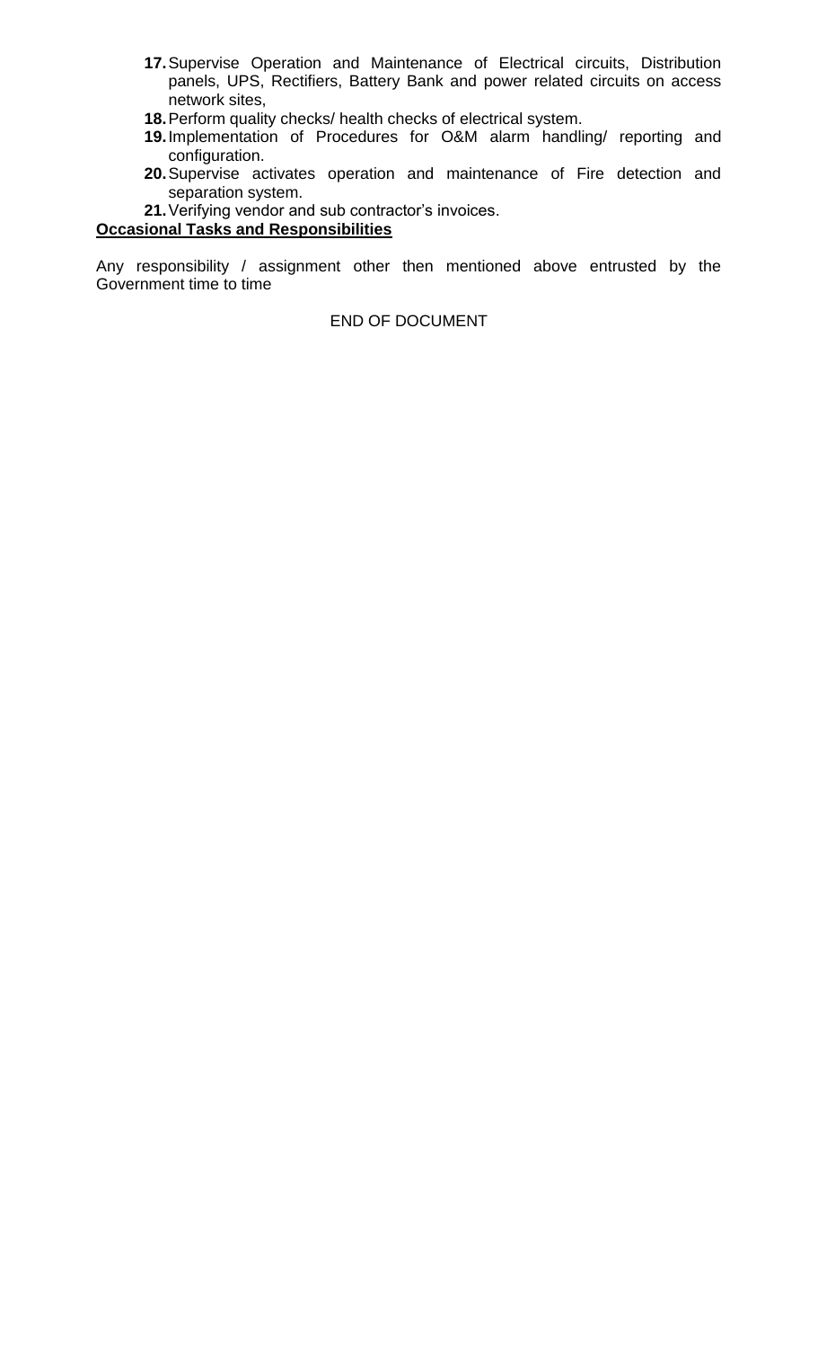17. Supervise Operation and Maintenance of Electrical circuits, Distribution panels, UPS, Rectifiers, Battery Bank and power related circuits on access network sites,
18. Perform quality checks/ health checks of electrical system.
19. Implementation of Procedures for O&M alarm handling/ reporting and configuration.
20. Supervise activates operation and maintenance of Fire detection and separation system.
21. Verifying vendor and sub contractor's invoices.

**Occasional Tasks and Responsibilities**

Any responsibility / assignment other then mentioned above entrusted by the Government time to time

END OF DOCUMENT